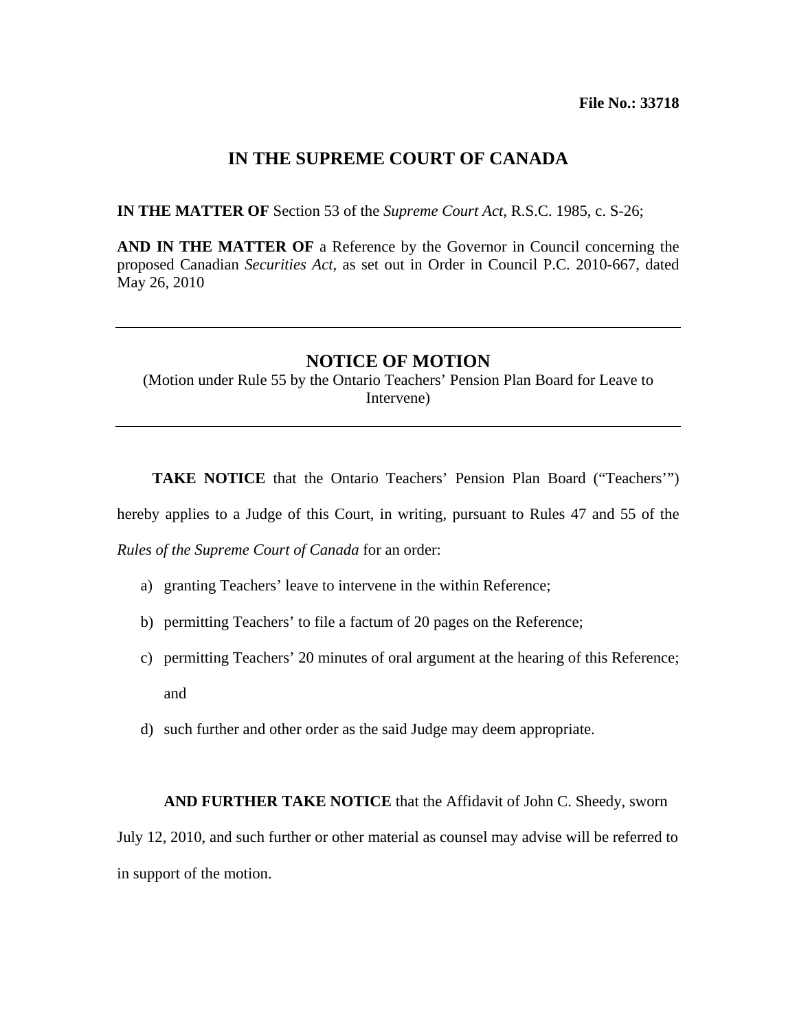**File No.: 33718**

# IN THE SUPREME COURT OF CANADA

**IN THE MATTER OF** Section 53 of the *Supreme Court Act,* R.S.C. 1985, c. S-26;

**AND IN THE MATTER OF** a Reference by the Governor in Council concerning the proposed Canadian *Securities Act*, as set out in Order in Council P.C. 2010-667, dated May 26, 2010

---

## NOTICE OF MOTION

(Motion under Rule 55 by the Ontario Teachers' Pension Plan Board for Leave to Intervene)

---

**TAKE NOTICE** that the Ontario Teachers' Pension Plan Board ("Teachers'") hereby applies to a Judge of this Court, in writing, pursuant to Rules 47 and 55 of the *Rules of the Supreme Court of Canada* for an order:

a) granting Teachers' leave to intervene in the within Reference;

b) permitting Teachers' to file a factum of 20 pages on the Reference;

c) permitting Teachers' 20 minutes of oral argument at the hearing of this Reference; and

d) such further and other order as the said Judge may deem appropriate.

**AND FURTHER TAKE NOTICE** that the Affidavit of John C. Sheedy, sworn July 12, 2010, and such further or other material as counsel may advise will be referred to in support of the motion.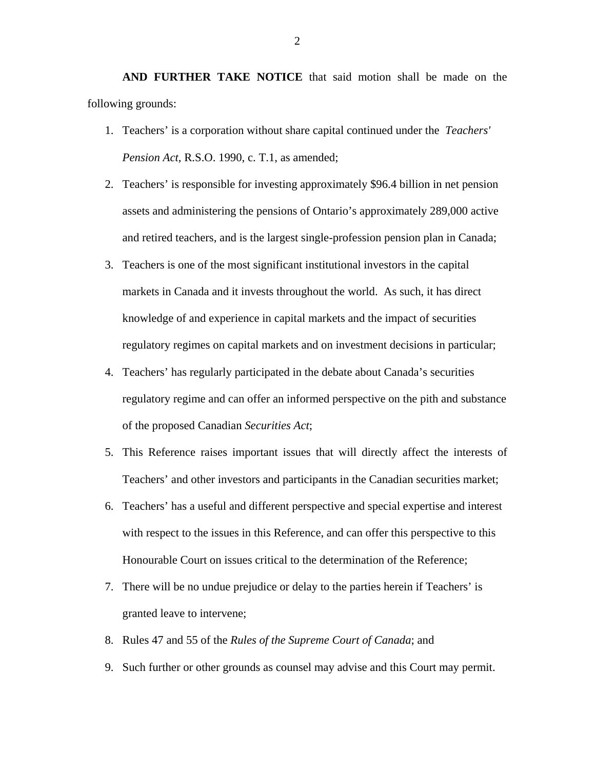**AND FURTHER TAKE NOTICE** that said motion shall be made on the following grounds:

1. Teachers' is a corporation without share capital continued under the *Teachers' Pension Act*, R.S.O. 1990, c. T.1, as amended;
2. Teachers' is responsible for investing approximately $96.4 billion in net pension assets and administering the pensions of Ontario's approximately 289,000 active and retired teachers, and is the largest single-profession pension plan in Canada;
3. Teachers is one of the most significant institutional investors in the capital markets in Canada and it invests throughout the world. As such, it has direct knowledge of and experience in capital markets and the impact of securities regulatory regimes on capital markets and on investment decisions in particular;
4. Teachers' has regularly participated in the debate about Canada's securities regulatory regime and can offer an informed perspective on the pith and substance of the proposed Canadian *Securities Act*;
5. This Reference raises important issues that will directly affect the interests of Teachers' and other investors and participants in the Canadian securities market;
6. Teachers' has a useful and different perspective and special expertise and interest with respect to the issues in this Reference, and can offer this perspective to this Honourable Court on issues critical to the determination of the Reference;
7. There will be no undue prejudice or delay to the parties herein if Teachers' is granted leave to intervene;
8. Rules 47 and 55 of the *Rules of the Supreme Court of Canada*; and
9. Such further or other grounds as counsel may advise and this Court may permit.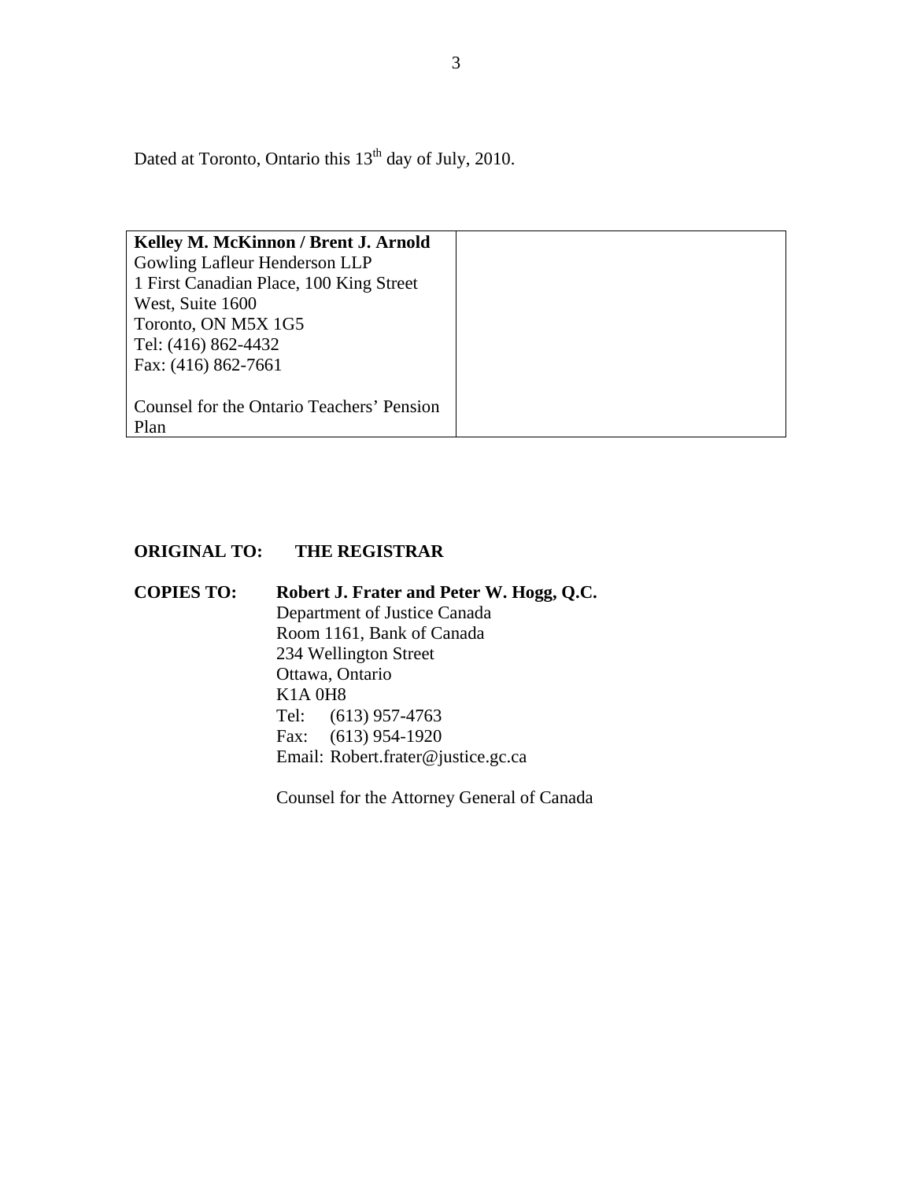Dated at Toronto, Ontario this 13th day of July, 2010.

| **Kelley M. McKinnon / Brent J. Arnold**<br>Gowling Lafleur Henderson LLP<br>1 First Canadian Place, 100 King Street West, Suite 1600<br>Toronto, ON M5X 1G5<br>Tel: (416) 862-4432<br>Fax: (416) 862-7661<br><br>Counsel for the Ontario Teachers' Pension Plan | |
|---|---|

**ORIGINAL TO:** **THE REGISTRAR**

**COPIES TO:** **Robert J. Frater and Peter W. Hogg, Q.C.**
Department of Justice Canada
Room 1161, Bank of Canada
234 Wellington Street
Ottawa, Ontario
K1A 0H8
Tel: (613) 957-4763
Fax: (613) 954-1920
Email: Robert.frater@justice.gc.ca

Counsel for the Attorney General of Canada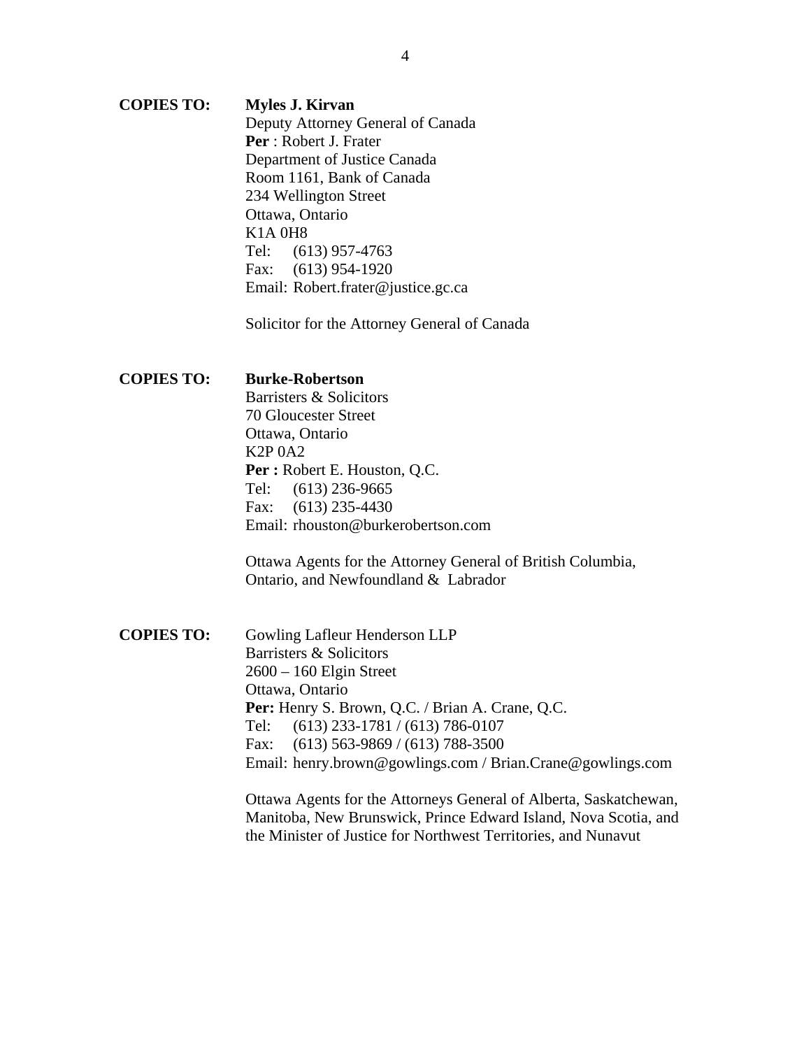**COPIES TO:** **Myles J. Kirvan**
Deputy Attorney General of Canada
**Per** : Robert J. Frater
Department of Justice Canada
Room 1161, Bank of Canada
234 Wellington Street
Ottawa, Ontario
K1A 0H8
Tel: (613) 957-4763
Fax: (613) 954-1920
Email: Robert.frater@justice.gc.ca

Solicitor for the Attorney General of Canada

**COPIES TO:** **Burke-Robertson**
Barristers & Solicitors
70 Gloucester Street
Ottawa, Ontario
K2P 0A2
**Per :** Robert E. Houston, Q.C.
Tel: (613) 236-9665
Fax: (613) 235-4430
Email: rhouston@burkerobertson.com

Ottawa Agents for the Attorney General of British Columbia, Ontario, and Newfoundland & Labrador

**COPIES TO:** Gowling Lafleur Henderson LLP
Barristers & Solicitors
2600 – 160 Elgin Street
Ottawa, Ontario
**Per:** Henry S. Brown, Q.C. / Brian A. Crane, Q.C.
Tel: (613) 233-1781 / (613) 786-0107
Fax: (613) 563-9869 / (613) 788-3500
Email: henry.brown@gowlings.com / Brian.Crane@gowlings.com

Ottawa Agents for the Attorneys General of Alberta, Saskatchewan, Manitoba, New Brunswick, Prince Edward Island, Nova Scotia, and the Minister of Justice for Northwest Territories, and Nunavut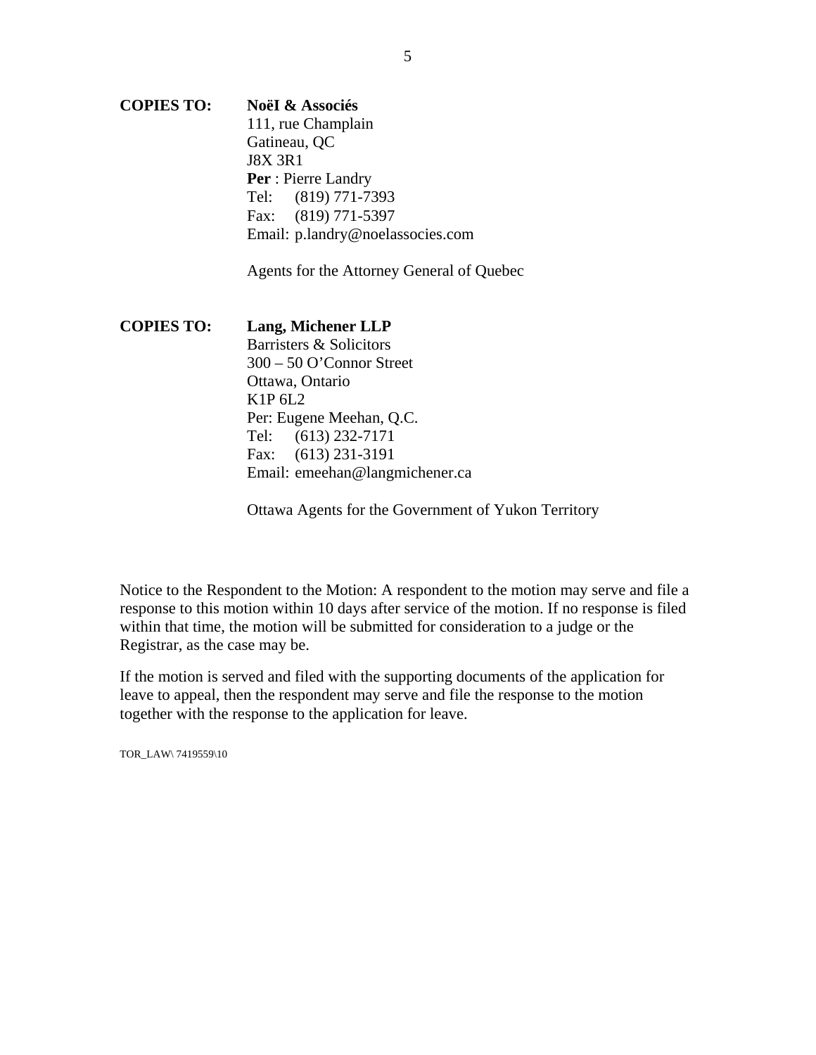**COPIES TO:** **NoëI & Associés**
111, rue Champlain
Gatineau, QC
J8X 3R1
**Per** : Pierre Landry
Tel: (819) 771-7393
Fax: (819) 771-5397
Email: p.landry@noelassocies.com

Agents for the Attorney General of Quebec

**COPIES TO:** **Lang, Michener LLP**
Barristers & Solicitors
300 – 50 O'Connor Street
Ottawa, Ontario
K1P 6L2
Per: Eugene Meehan, Q.C.
Tel: (613) 232-7171
Fax: (613) 231-3191
Email: emeehan@langmichener.ca

Ottawa Agents for the Government of Yukon Territory

Notice to the Respondent to the Motion: A respondent to the motion may serve and file a response to this motion within 10 days after service of the motion. If no response is filed within that time, the motion will be submitted for consideration to a judge or the Registrar, as the case may be.

If the motion is served and filed with the supporting documents of the application for leave to appeal, then the respondent may serve and file the response to the motion together with the response to the application for leave.

TOR_LAW\ 7419559\10